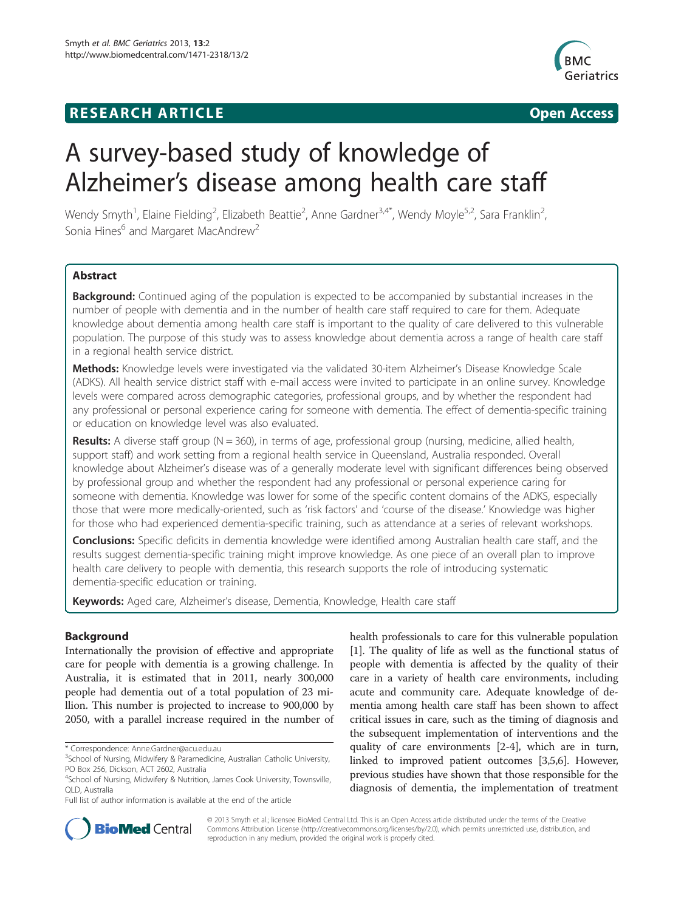RESEARCH ARTICLE Open Access

# A survey-based study of knowledge of Alzheimer's disease among health care staff

Wendy Smyth[1], Elaine Fielding[2], Elizabeth Beattie[2], Anne Gardner[3,4*], Wendy Moyle[5,2], Sara Franklin[2], Sonia Hines[6] and Margaret MacAndrew[2]

## Abstract

**Background:** Continued aging of the population is expected to be accompanied by substantial increases in the number of people with dementia and in the number of health care staff required to care for them. Adequate knowledge about dementia among health care staff is important to the quality of care delivered to this vulnerable population. The purpose of this study was to assess knowledge about dementia across a range of health care staff in a regional health service district.

**Methods:** Knowledge levels were investigated via the validated 30-item Alzheimer's Disease Knowledge Scale (ADKS). All health service district staff with e-mail access were invited to participate in an online survey. Knowledge levels were compared across demographic categories, professional groups, and by whether the respondent had any professional or personal experience caring for someone with dementia. The effect of dementia-specific training or education on knowledge level was also evaluated.

**Results:** A diverse staff group (N = 360), in terms of age, professional group (nursing, medicine, allied health, support staff) and work setting from a regional health service in Queensland, Australia responded. Overall knowledge about Alzheimer's disease was of a generally moderate level with significant differences being observed by professional group and whether the respondent had any professional or personal experience caring for someone with dementia. Knowledge was lower for some of the specific content domains of the ADKS, especially those that were more medically-oriented, such as 'risk factors' and 'course of the disease.' Knowledge was higher for those who had experienced dementia-specific training, such as attendance at a series of relevant workshops.

**Conclusions:** Specific deficits in dementia knowledge were identified among Australian health care staff, and the results suggest dementia-specific training might improve knowledge. As one piece of an overall plan to improve health care delivery to people with dementia, this research supports the role of introducing systematic dementia-specific education or training.

**Keywords:** Aged care, Alzheimer's disease, Dementia, Knowledge, Health care staff

## Background

Internationally the provision of effective and appropriate care for people with dementia is a growing challenge. In Australia, it is estimated that in 2011, nearly 300,000 people had dementia out of a total population of 23 million. This number is projected to increase to 900,000 by 2050, with a parallel increase required in the number of health professionals to care for this vulnerable population [1]. The quality of life as well as the functional status of people with dementia is affected by the quality of their care in a variety of health care environments, including acute and community care. Adequate knowledge of dementia among health care staff has been shown to affect critical issues in care, such as the timing of diagnosis and the subsequent implementation of interventions and the quality of care environments [2-4], which are in turn, linked to improved patient outcomes [3,5,6]. However, previous studies have shown that those responsible for the diagnosis of dementia, the implementation of treatment

\* Correspondence: Anne.Gardner@acu.edu.au
[3]School of Nursing, Midwifery & Paramedicine, Australian Catholic University, PO Box 256, Dickson, ACT 2602, Australia
[4]School of Nursing, Midwifery & Nutrition, James Cook University, Townsville, QLD, Australia
Full list of author information is available at the end of the article

© 2013 Smyth et al.; licensee BioMed Central Ltd. This is an Open Access article distributed under the terms of the Creative Commons Attribution License (http://creativecommons.org/licenses/by/2.0), which permits unrestricted use, distribution, and reproduction in any medium, provided the original work is properly cited.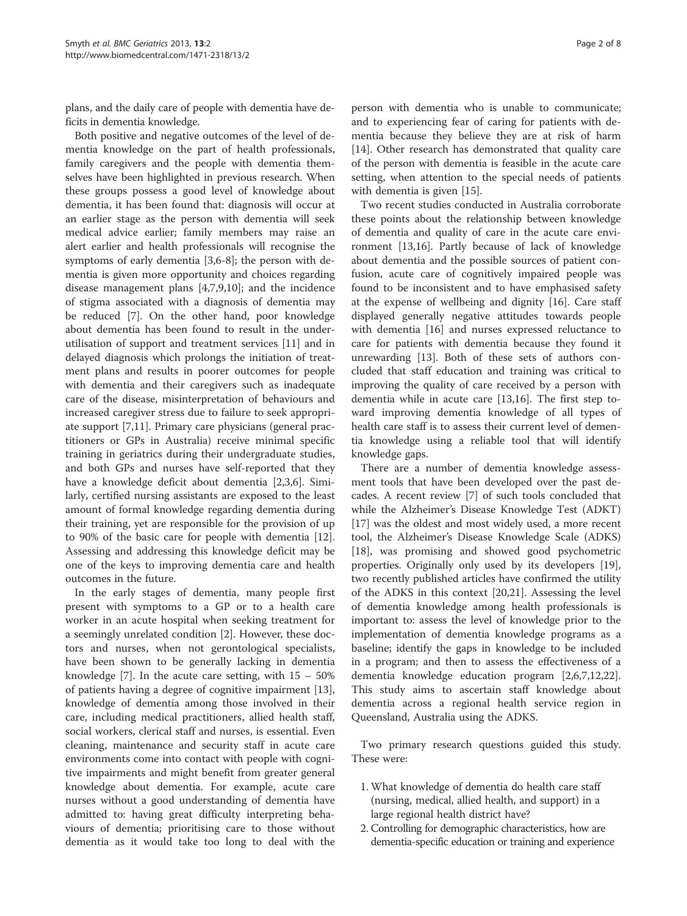plans, and the daily care of people with dementia have deficits in dementia knowledge.

Both positive and negative outcomes of the level of dementia knowledge on the part of health professionals, family caregivers and the people with dementia themselves have been highlighted in previous research. When these groups possess a good level of knowledge about dementia, it has been found that: diagnosis will occur at an earlier stage as the person with dementia will seek medical advice earlier; family members may raise an alert earlier and health professionals will recognise the symptoms of early dementia [3,6-8]; the person with dementia is given more opportunity and choices regarding disease management plans [4,7,9,10]; and the incidence of stigma associated with a diagnosis of dementia may be reduced [7]. On the other hand, poor knowledge about dementia has been found to result in the underutilisation of support and treatment services [11] and in delayed diagnosis which prolongs the initiation of treatment plans and results in poorer outcomes for people with dementia and their caregivers such as inadequate care of the disease, misinterpretation of behaviours and increased caregiver stress due to failure to seek appropriate support [7,11]. Primary care physicians (general practitioners or GPs in Australia) receive minimal specific training in geriatrics during their undergraduate studies, and both GPs and nurses have self-reported that they have a knowledge deficit about dementia [2,3,6]. Similarly, certified nursing assistants are exposed to the least amount of formal knowledge regarding dementia during their training, yet are responsible for the provision of up to 90% of the basic care for people with dementia [12]. Assessing and addressing this knowledge deficit may be one of the keys to improving dementia care and health outcomes in the future.

In the early stages of dementia, many people first present with symptoms to a GP or to a health care worker in an acute hospital when seeking treatment for a seemingly unrelated condition [2]. However, these doctors and nurses, when not gerontological specialists, have been shown to be generally lacking in dementia knowledge [7]. In the acute care setting, with 15 – 50% of patients having a degree of cognitive impairment [13], knowledge of dementia among those involved in their care, including medical practitioners, allied health staff, social workers, clerical staff and nurses, is essential. Even cleaning, maintenance and security staff in acute care environments come into contact with people with cognitive impairments and might benefit from greater general knowledge about dementia. For example, acute care nurses without a good understanding of dementia have admitted to: having great difficulty interpreting behaviours of dementia; prioritising care to those without dementia as it would take too long to deal with the person with dementia who is unable to communicate; and to experiencing fear of caring for patients with dementia because they believe they are at risk of harm [14]. Other research has demonstrated that quality care of the person with dementia is feasible in the acute care setting, when attention to the special needs of patients with dementia is given [15].

Two recent studies conducted in Australia corroborate these points about the relationship between knowledge of dementia and quality of care in the acute care environment [13,16]. Partly because of lack of knowledge about dementia and the possible sources of patient confusion, acute care of cognitively impaired people was found to be inconsistent and to have emphasised safety at the expense of wellbeing and dignity [16]. Care staff displayed generally negative attitudes towards people with dementia [16] and nurses expressed reluctance to care for patients with dementia because they found it unrewarding [13]. Both of these sets of authors concluded that staff education and training was critical to improving the quality of care received by a person with dementia while in acute care [13,16]. The first step toward improving dementia knowledge of all types of health care staff is to assess their current level of dementia knowledge using a reliable tool that will identify knowledge gaps.

There are a number of dementia knowledge assessment tools that have been developed over the past decades. A recent review [7] of such tools concluded that while the Alzheimer's Disease Knowledge Test (ADKT) [17] was the oldest and most widely used, a more recent tool, the Alzheimer's Disease Knowledge Scale (ADKS) [18], was promising and showed good psychometric properties. Originally only used by its developers [19], two recently published articles have confirmed the utility of the ADKS in this context [20,21]. Assessing the level of dementia knowledge among health professionals is important to: assess the level of knowledge prior to the implementation of dementia knowledge programs as a baseline; identify the gaps in knowledge to be included in a program; and then to assess the effectiveness of a dementia knowledge education program [2,6,7,12,22]. This study aims to ascertain staff knowledge about dementia across a regional health service region in Queensland, Australia using the ADKS.

Two primary research questions guided this study. These were:

1. What knowledge of dementia do health care staff (nursing, medical, allied health, and support) in a large regional health district have?
2. Controlling for demographic characteristics, how are dementia-specific education or training and experience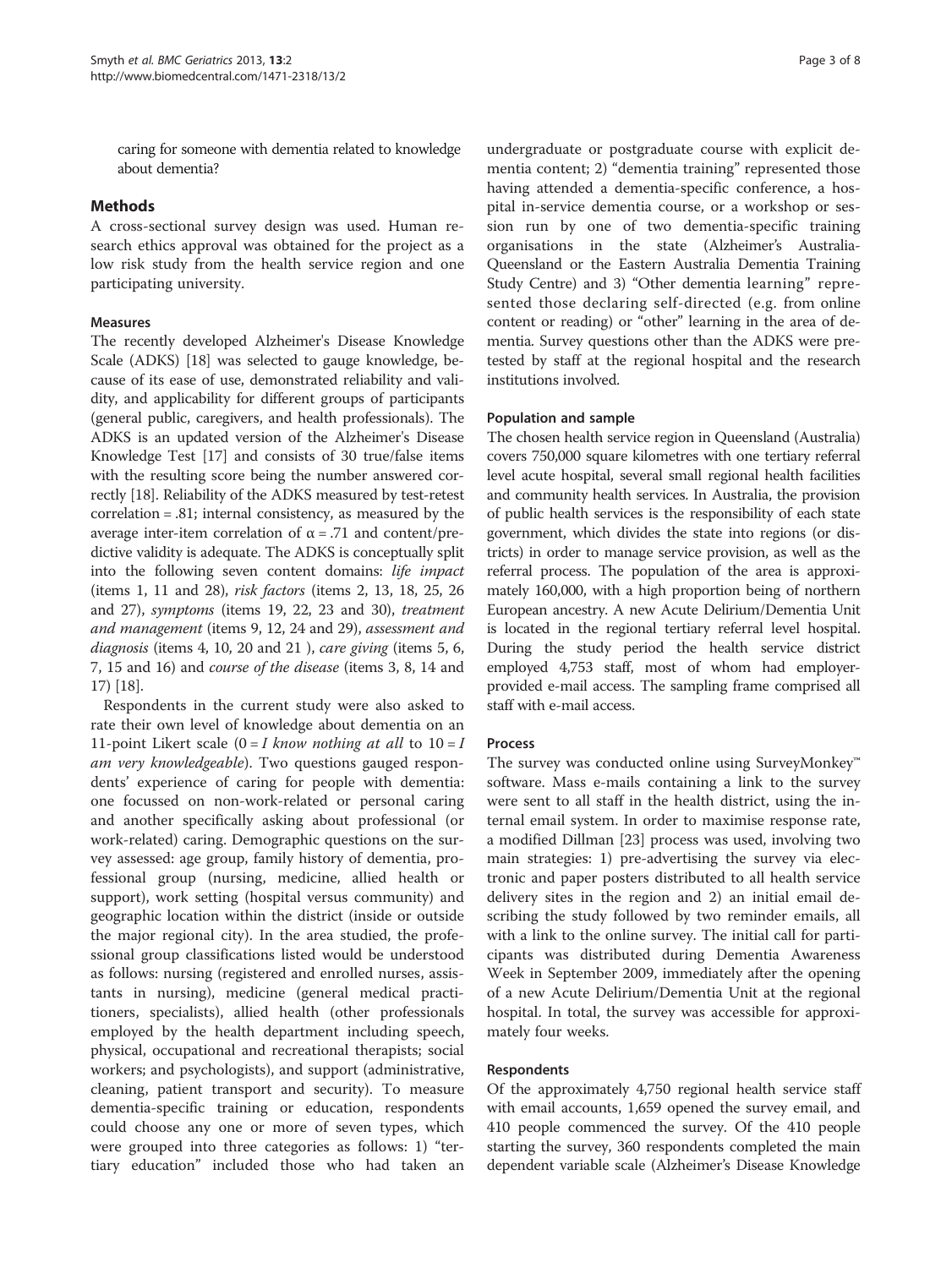caring for someone with dementia related to knowledge about dementia?

## Methods

A cross-sectional survey design was used. Human research ethics approval was obtained for the project as a low risk study from the health service region and one participating university.

### Measures

The recently developed Alzheimer's Disease Knowledge Scale (ADKS) [18] was selected to gauge knowledge, because of its ease of use, demonstrated reliability and validity, and applicability for different groups of participants (general public, caregivers, and health professionals). The ADKS is an updated version of the Alzheimer's Disease Knowledge Test [17] and consists of 30 true/false items with the resulting score being the number answered correctly [18]. Reliability of the ADKS measured by test-retest correlation = .81; internal consistency, as measured by the average inter-item correlation of $\alpha = .71$ and content/predictive validity is adequate. The ADKS is conceptually split into the following seven content domains: *life impact* (items 1, 11 and 28), *risk factors* (items 2, 13, 18, 25, 26 and 27), *symptoms* (items 19, 22, 23 and 30), *treatment and management* (items 9, 12, 24 and 29), *assessment and diagnosis* (items 4, 10, 20 and 21 ), *care giving* (items 5, 6, 7, 15 and 16) and *course of the disease* (items 3, 8, 14 and 17) [18].

Respondents in the current study were also asked to rate their own level of knowledge about dementia on an 11-point Likert scale (0 = *I know nothing at all* to 10 = *I am very knowledgeable*). Two questions gauged respondents' experience of caring for people with dementia: one focussed on non-work-related or personal caring and another specifically asking about professional (or work-related) caring. Demographic questions on the survey assessed: age group, family history of dementia, professional group (nursing, medicine, allied health or support), work setting (hospital versus community) and geographic location within the district (inside or outside the major regional city). In the area studied, the professional group classifications listed would be understood as follows: nursing (registered and enrolled nurses, assistants in nursing), medicine (general medical practitioners, specialists), allied health (other professionals employed by the health department including speech, physical, occupational and recreational therapists; social workers; and psychologists), and support (administrative, cleaning, patient transport and security). To measure dementia-specific training or education, respondents could choose any one or more of seven types, which were grouped into three categories as follows: 1) "tertiary education" included those who had taken an undergraduate or postgraduate course with explicit dementia content; 2) "dementia training" represented those having attended a dementia-specific conference, a hospital in-service dementia course, or a workshop or session run by one of two dementia-specific training organisations in the state (Alzheimer's Australia-Queensland or the Eastern Australia Dementia Training Study Centre) and 3) "Other dementia learning" represented those declaring self-directed (e.g. from online content or reading) or "other" learning in the area of dementia. Survey questions other than the ADKS were pretested by staff at the regional hospital and the research institutions involved.

### Population and sample

The chosen health service region in Queensland (Australia) covers 750,000 square kilometres with one tertiary referral level acute hospital, several small regional health facilities and community health services. In Australia, the provision of public health services is the responsibility of each state government, which divides the state into regions (or districts) in order to manage service provision, as well as the referral process. The population of the area is approximately 160,000, with a high proportion being of northern European ancestry. A new Acute Delirium/Dementia Unit is located in the regional tertiary referral level hospital. During the study period the health service district employed 4,753 staff, most of whom had employer-provided e-mail access. The sampling frame comprised all staff with e-mail access.

### Process

The survey was conducted online using SurveyMonkey™ software. Mass e-mails containing a link to the survey were sent to all staff in the health district, using the internal email system. In order to maximise response rate, a modified Dillman [23] process was used, involving two main strategies: 1) pre-advertising the survey via electronic and paper posters distributed to all health service delivery sites in the region and 2) an initial email describing the study followed by two reminder emails, all with a link to the online survey. The initial call for participants was distributed during Dementia Awareness Week in September 2009, immediately after the opening of a new Acute Delirium/Dementia Unit at the regional hospital. In total, the survey was accessible for approximately four weeks.

### Respondents

Of the approximately 4,750 regional health service staff with email accounts, 1,659 opened the survey email, and 410 people commenced the survey. Of the 410 people starting the survey, 360 respondents completed the main dependent variable scale (Alzheimer's Disease Knowledge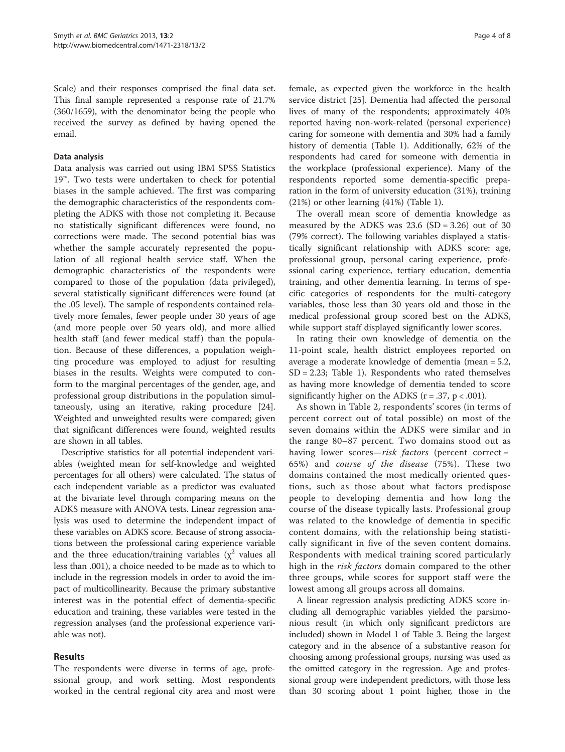Scale) and their responses comprised the final data set. This final sample represented a response rate of 21.7% (360/1659), with the denominator being the people who received the survey as defined by having opened the email.

### Data analysis

Data analysis was carried out using IBM SPSS Statistics 19™. Two tests were undertaken to check for potential biases in the sample achieved. The first was comparing the demographic characteristics of the respondents completing the ADKS with those not completing it. Because no statistically significant differences were found, no corrections were made. The second potential bias was whether the sample accurately represented the population of all regional health service staff. When the demographic characteristics of the respondents were compared to those of the population (data privileged), several statistically significant differences were found (at the .05 level). The sample of respondents contained relatively more females, fewer people under 30 years of age (and more people over 50 years old), and more allied health staff (and fewer medical staff) than the population. Because of these differences, a population weighting procedure was employed to adjust for resulting biases in the results. Weights were computed to conform to the marginal percentages of the gender, age, and professional group distributions in the population simultaneously, using an iterative, raking procedure [24]. Weighted and unweighted results were compared; given that significant differences were found, weighted results are shown in all tables.

Descriptive statistics for all potential independent variables (weighted mean for self-knowledge and weighted percentages for all others) were calculated. The status of each independent variable as a predictor was evaluated at the bivariate level through comparing means on the ADKS measure with ANOVA tests. Linear regression analysis was used to determine the independent impact of these variables on ADKS score. Because of strong associations between the professional caring experience variable and the three education/training variables ($\chi^2$ values all less than .001), a choice needed to be made as to which to include in the regression models in order to avoid the impact of multicollinearity. Because the primary substantive interest was in the potential effect of dementia-specific education and training, these variables were tested in the regression analyses (and the professional experience variable was not).

## Results

The respondents were diverse in terms of age, professional group, and work setting. Most respondents worked in the central regional city area and most were female, as expected given the workforce in the health service district [25]. Dementia had affected the personal lives of many of the respondents; approximately 40% reported having non-work-related (personal experience) caring for someone with dementia and 30% had a family history of dementia (Table 1). Additionally, 62% of the respondents had cared for someone with dementia in the workplace (professional experience). Many of the respondents reported some dementia-specific preparation in the form of university education (31%), training (21%) or other learning (41%) (Table 1).

The overall mean score of dementia knowledge as measured by the ADKS was 23.6 (SD = 3.26) out of 30 (79% correct). The following variables displayed a statistically significant relationship with ADKS score: age, professional group, personal caring experience, professional caring experience, tertiary education, dementia training, and other dementia learning. In terms of specific categories of respondents for the multi-category variables, those less than 30 years old and those in the medical professional group scored best on the ADKS, while support staff displayed significantly lower scores.

In rating their own knowledge of dementia on the 11-point scale, health district employees reported on average a moderate knowledge of dementia (mean = 5.2, SD = 2.23; Table 1). Respondents who rated themselves as having more knowledge of dementia tended to score significantly higher on the ADKS ($r = .37$, $p < .001$).

As shown in Table 2, respondents' scores (in terms of percent correct out of total possible) on most of the seven domains within the ADKS were similar and in the range 80–87 percent. Two domains stood out as having lower scores—*risk factors* (percent correct = 65%) and *course of the disease* (75%). These two domains contained the most medically oriented questions, such as those about what factors predispose people to developing dementia and how long the course of the disease typically lasts. Professional group was related to the knowledge of dementia in specific content domains, with the relationship being statistically significant in five of the seven content domains. Respondents with medical training scored particularly high in the *risk factors* domain compared to the other three groups, while scores for support staff were the lowest among all groups across all domains.

A linear regression analysis predicting ADKS score including all demographic variables yielded the parsimonious result (in which only significant predictors are included) shown in Model 1 of Table 3. Being the largest category and in the absence of a substantive reason for choosing among professional groups, nursing was used as the omitted category in the regression. Age and professional group were independent predictors, with those less than 30 scoring about 1 point higher, those in the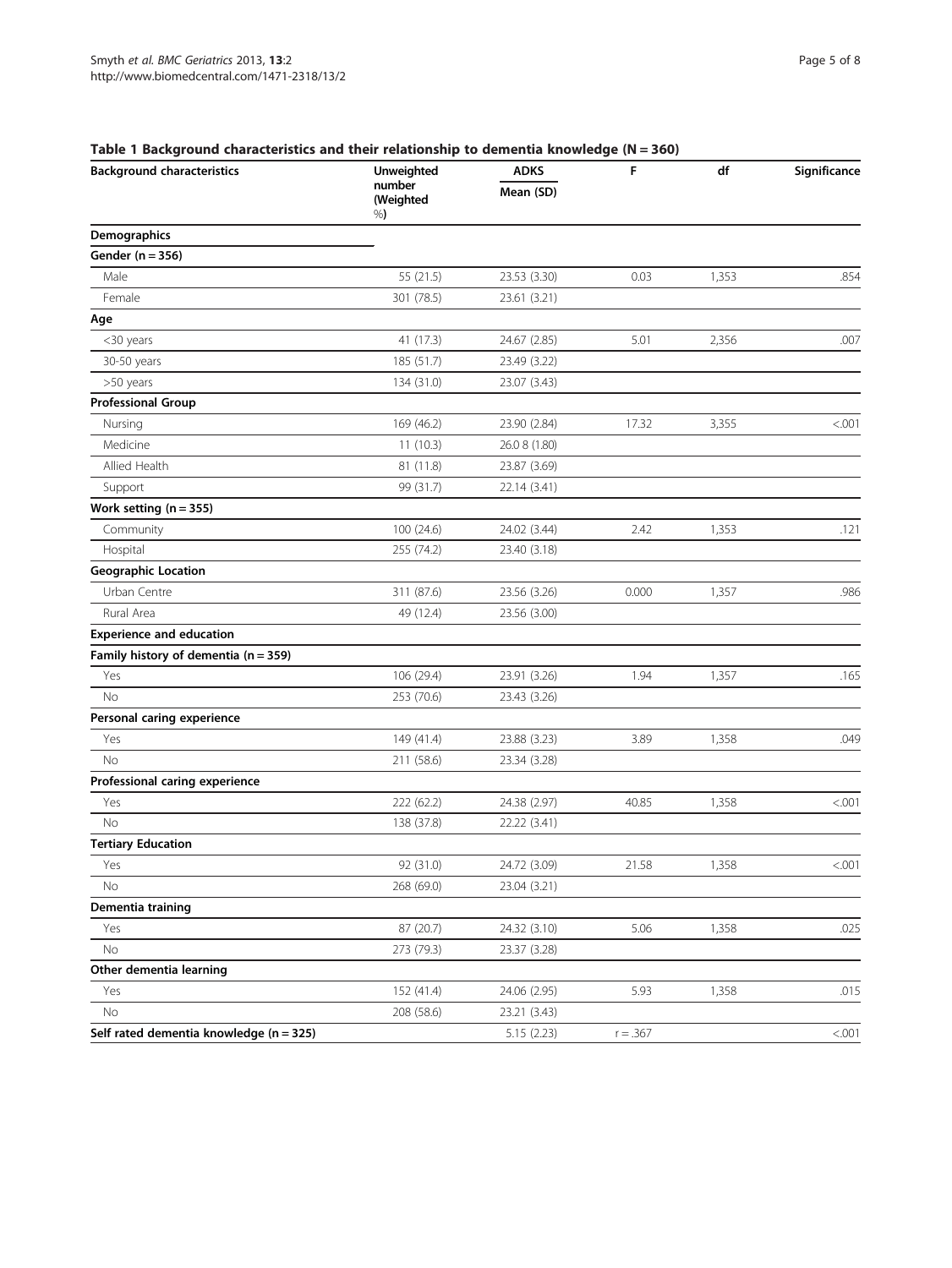**Table 1 Background characteristics and their relationship to dementia knowledge (N = 360)**

| Background characteristics | Unweighted number (Weighted %) | ADKS Mean (SD) | F | df | Significance |
|---|---|---|---|---|---|
| **Demographics** | | | | | |
| **Gender (n = 356)** | | | | | |
| Male | 55 (21.5) | 23.53 (3.30) | 0.03 | 1,353 | .854 |
| Female | 301 (78.5) | 23.61 (3.21) | | | |
| **Age** | | | | | |
| <30 years | 41 (17.3) | 24.67 (2.85) | 5.01 | 2,356 | .007 |
| 30-50 years | 185 (51.7) | 23.49 (3.22) | | | |
| >50 years | 134 (31.0) | 23.07 (3.43) | | | |
| **Professional Group** | | | | | |
| Nursing | 169 (46.2) | 23.90 (2.84) | 17.32 | 3,355 | <.001 |
| Medicine | 11 (10.3) | 26.0 8 (1.80) | | | |
| Allied Health | 81 (11.8) | 23.87 (3.69) | | | |
| Support | 99 (31.7) | 22.14 (3.41) | | | |
| **Work setting (n = 355)** | | | | | |
| Community | 100 (24.6) | 24.02 (3.44) | 2.42 | 1,353 | .121 |
| Hospital | 255 (74.2) | 23.40 (3.18) | | | |
| **Geographic Location** | | | | | |
| Urban Centre | 311 (87.6) | 23.56 (3.26) | 0.000 | 1,357 | .986 |
| Rural Area | 49 (12.4) | 23.56 (3.00) | | | |
| **Experience and education** | | | | | |
| **Family history of dementia (n = 359)** | | | | | |
| Yes | 106 (29.4) | 23.91 (3.26) | 1.94 | 1,357 | .165 |
| No | 253 (70.6) | 23.43 (3.26) | | | |
| **Personal caring experience** | | | | | |
| Yes | 149 (41.4) | 23.88 (3.23) | 3.89 | 1,358 | .049 |
| No | 211 (58.6) | 23.34 (3.28) | | | |
| **Professional caring experience** | | | | | |
| Yes | 222 (62.2) | 24.38 (2.97) | 40.85 | 1,358 | <.001 |
| No | 138 (37.8) | 22.22 (3.41) | | | |
| **Tertiary Education** | | | | | |
| Yes | 92 (31.0) | 24.72 (3.09) | 21.58 | 1,358 | <.001 |
| No | 268 (69.0) | 23.04 (3.21) | | | |
| **Dementia training** | | | | | |
| Yes | 87 (20.7) | 24.32 (3.10) | 5.06 | 1,358 | .025 |
| No | 273 (79.3) | 23.37 (3.28) | | | |
| **Other dementia learning** | | | | | |
| Yes | 152 (41.4) | 24.06 (2.95) | 5.93 | 1,358 | .015 |
| No | 208 (58.6) | 23.21 (3.43) | | | |
| **Self rated dementia knowledge (n = 325)** | | 5.15 (2.23) | r = .367 | | <.001 |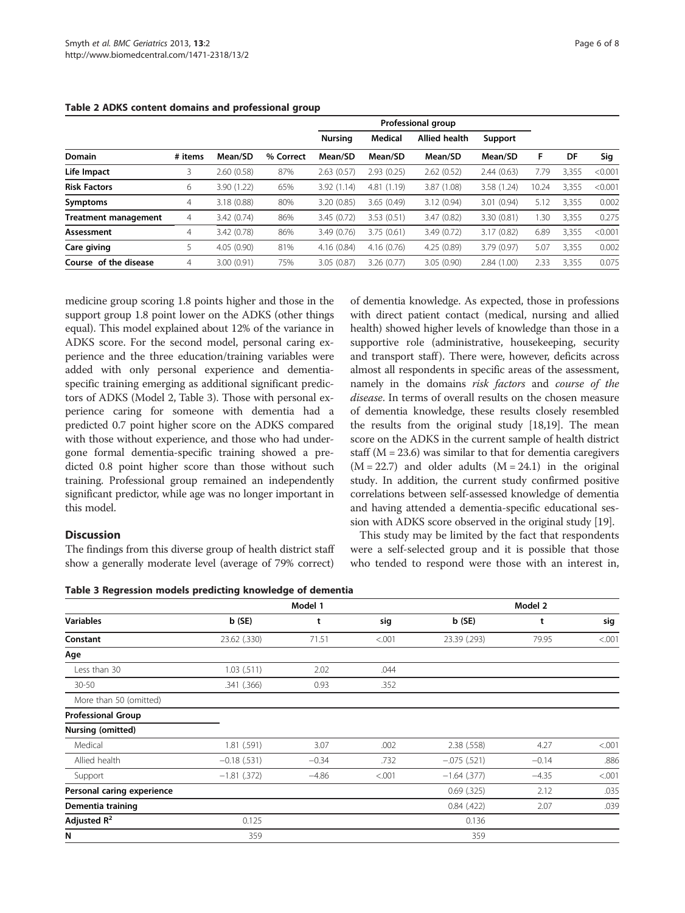**Table 2 ADKS content domains and professional group**

| | | | | Professional group | | | | | | |
|---|---|---|---|---|---|---|---|---|---|---|
| | | | | Nursing | Medical | Allied health | Support | | | |
| Domain | # items | Mean/SD | % Correct | Mean/SD | Mean/SD | Mean/SD | Mean/SD | F | DF | Sig |
| **Life Impact** | 3 | 2.60 (0.58) | 87% | 2.63 (0.57) | 2.93 (0.25) | 2.62 (0.52) | 2.44 (0.63) | 7.79 | 3,355 | <0.001 |
| **Risk Factors** | 6 | 3.90 (1.22) | 65% | 3.92 (1.14) | 4.81 (1.19) | 3.87 (1.08) | 3.58 (1.24) | 10.24 | 3,355 | <0.001 |
| **Symptoms** | 4 | 3.18 (0.88) | 80% | 3.20 (0.85) | 3.65 (0.49) | 3.12 (0.94) | 3.01 (0.94) | 5.12 | 3,355 | 0.002 |
| **Treatment management** | 4 | 3.42 (0.74) | 86% | 3.45 (0.72) | 3.53 (0.51) | 3.47 (0.82) | 3.30 (0.81) | 1.30 | 3,355 | 0.275 |
| **Assessment** | 4 | 3.42 (0.78) | 86% | 3.49 (0.76) | 3.75 (0.61) | 3.49 (0.72) | 3.17 (0.82) | 6.89 | 3,355 | <0.001 |
| **Care giving** | 5 | 4.05 (0.90) | 81% | 4.16 (0.84) | 4.16 (0.76) | 4.25 (0.89) | 3.79 (0.97) | 5.07 | 3,355 | 0.002 |
| **Course of the disease** | 4 | 3.00 (0.91) | 75% | 3.05 (0.87) | 3.26 (0.77) | 3.05 (0.90) | 2.84 (1.00) | 2.33 | 3,355 | 0.075 |

medicine group scoring 1.8 points higher and those in the support group 1.8 point lower on the ADKS (other things equal). This model explained about 12% of the variance in ADKS score. For the second model, personal caring experience and the three education/training variables were added with only personal experience and dementia-specific training emerging as additional significant predictors of ADKS (Model 2, Table 3). Those with personal experience caring for someone with dementia had a predicted 0.7 point higher score on the ADKS compared with those without experience, and those who had undergone formal dementia-specific training showed a predicted 0.8 point higher score than those without such training. Professional group remained an independently significant predictor, while age was no longer important in this model.

## Discussion

The findings from this diverse group of health district staff show a generally moderate level (average of 79% correct) of dementia knowledge. As expected, those in professions with direct patient contact (medical, nursing and allied health) showed higher levels of knowledge than those in a supportive role (administrative, housekeeping, security and transport staff). There were, however, deficits across almost all respondents in specific areas of the assessment, namely in the domains *risk factors* and *course of the disease*. In terms of overall results on the chosen measure of dementia knowledge, these results closely resembled the results from the original study [18,19]. The mean score on the ADKS in the current sample of health district staff (M = 23.6) was similar to that for dementia caregivers (M = 22.7) and older adults (M = 24.1) in the original study. In addition, the current study confirmed positive correlations between self-assessed knowledge of dementia and having attended a dementia-specific educational session with ADKS score observed in the original study [19].

This study may be limited by the fact that respondents were a self-selected group and it is possible that those who tended to respond were those with an interest in,

**Table 3 Regression models predicting knowledge of dementia**

| | Model 1 | | | Model 2 | | |
|---|---|---|---|---|---|---|
| **Variables** | b (SE) | t | sig | b (SE) | t | sig |
| **Constant** | 23.62 (.330) | 71.51 | <.001 | 23.39 (.293) | 79.95 | <.001 |
| **Age** | | | | | | |
| Less than 30 | 1.03 (.511) | 2.02 | .044 | | | |
| 30-50 | .341 (.366) | 0.93 | .352 | | | |
| More than 50 (omitted) | | | | | | |
| **Professional Group** | | | | | | |
| **Nursing (omitted)** | | | | | | |
| Medical | 1.81 (.591) | 3.07 | .002 | 2.38 (.558) | 4.27 | <.001 |
| Allied health | −0.18 (.531) | −0.34 | .732 | −.075 (.521) | −0.14 | .886 |
| Support | −1.81 (.372) | −4.86 | <.001 | −1.64 (.377) | −4.35 | <.001 |
| **Personal caring experience** | | | | 0.69 (.325) | 2.12 | .035 |
| **Dementia training** | | | | 0.84 (.422) | 2.07 | .039 |
| **Adjusted $R^2$** | 0.125 | | | 0.136 | | |
| **N** | 359 | | | 359 | | |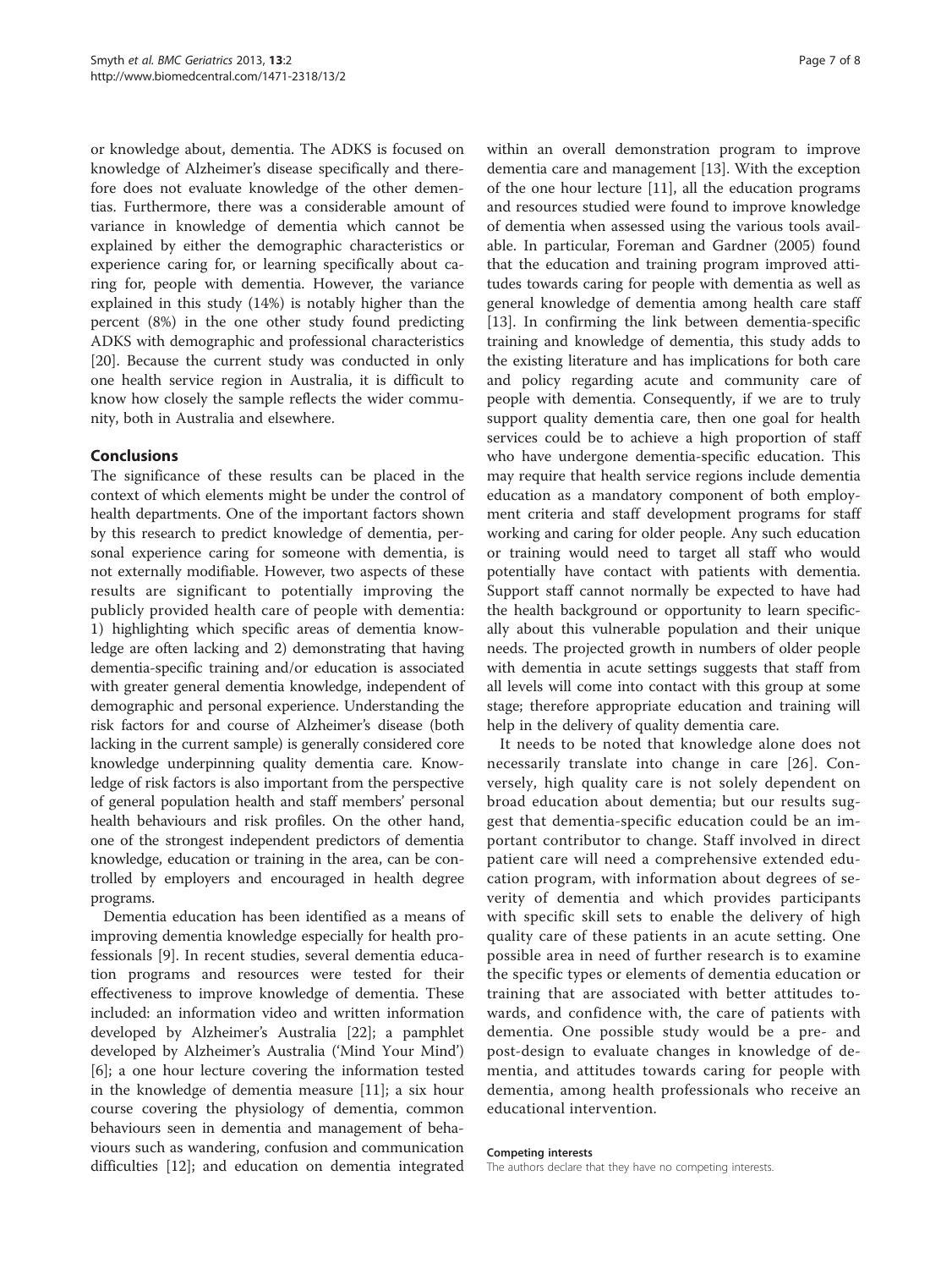or knowledge about, dementia. The ADKS is focused on knowledge of Alzheimer's disease specifically and therefore does not evaluate knowledge of the other dementias. Furthermore, there was a considerable amount of variance in knowledge of dementia which cannot be explained by either the demographic characteristics or experience caring for, or learning specifically about caring for, people with dementia. However, the variance explained in this study (14%) is notably higher than the percent (8%) in the one other study found predicting ADKS with demographic and professional characteristics [20]. Because the current study was conducted in only one health service region in Australia, it is difficult to know how closely the sample reflects the wider community, both in Australia and elsewhere.

## Conclusions

The significance of these results can be placed in the context of which elements might be under the control of health departments. One of the important factors shown by this research to predict knowledge of dementia, personal experience caring for someone with dementia, is not externally modifiable. However, two aspects of these results are significant to potentially improving the publicly provided health care of people with dementia: 1) highlighting which specific areas of dementia knowledge are often lacking and 2) demonstrating that having dementia-specific training and/or education is associated with greater general dementia knowledge, independent of demographic and personal experience. Understanding the risk factors for and course of Alzheimer's disease (both lacking in the current sample) is generally considered core knowledge underpinning quality dementia care. Knowledge of risk factors is also important from the perspective of general population health and staff members' personal health behaviours and risk profiles. On the other hand, one of the strongest independent predictors of dementia knowledge, education or training in the area, can be controlled by employers and encouraged in health degree programs.

Dementia education has been identified as a means of improving dementia knowledge especially for health professionals [9]. In recent studies, several dementia education programs and resources were tested for their effectiveness to improve knowledge of dementia. These included: an information video and written information developed by Alzheimer's Australia [22]; a pamphlet developed by Alzheimer's Australia ('Mind Your Mind') [6]; a one hour lecture covering the information tested in the knowledge of dementia measure [11]; a six hour course covering the physiology of dementia, common behaviours seen in dementia and management of behaviours such as wandering, confusion and communication difficulties [12]; and education on dementia integrated within an overall demonstration program to improve dementia care and management [13]. With the exception of the one hour lecture [11], all the education programs and resources studied were found to improve knowledge of dementia when assessed using the various tools available. In particular, Foreman and Gardner (2005) found that the education and training program improved attitudes towards caring for people with dementia as well as general knowledge of dementia among health care staff [13]. In confirming the link between dementia-specific training and knowledge of dementia, this study adds to the existing literature and has implications for both care and policy regarding acute and community care of people with dementia. Consequently, if we are to truly support quality dementia care, then one goal for health services could be to achieve a high proportion of staff who have undergone dementia-specific education. This may require that health service regions include dementia education as a mandatory component of both employment criteria and staff development programs for staff working and caring for older people. Any such education or training would need to target all staff who would potentially have contact with patients with dementia. Support staff cannot normally be expected to have had the health background or opportunity to learn specifically about this vulnerable population and their unique needs. The projected growth in numbers of older people with dementia in acute settings suggests that staff from all levels will come into contact with this group at some stage; therefore appropriate education and training will help in the delivery of quality dementia care.

It needs to be noted that knowledge alone does not necessarily translate into change in care [26]. Conversely, high quality care is not solely dependent on broad education about dementia; but our results suggest that dementia-specific education could be an important contributor to change. Staff involved in direct patient care will need a comprehensive extended education program, with information about degrees of severity of dementia and which provides participants with specific skill sets to enable the delivery of high quality care of these patients in an acute setting. One possible area in need of further research is to examine the specific types or elements of dementia education or training that are associated with better attitudes towards, and confidence with, the care of patients with dementia. One possible study would be a pre- and post-design to evaluate changes in knowledge of dementia, and attitudes towards caring for people with dementia, among health professionals who receive an educational intervention.

#### Competing interests

The authors declare that they have no competing interests.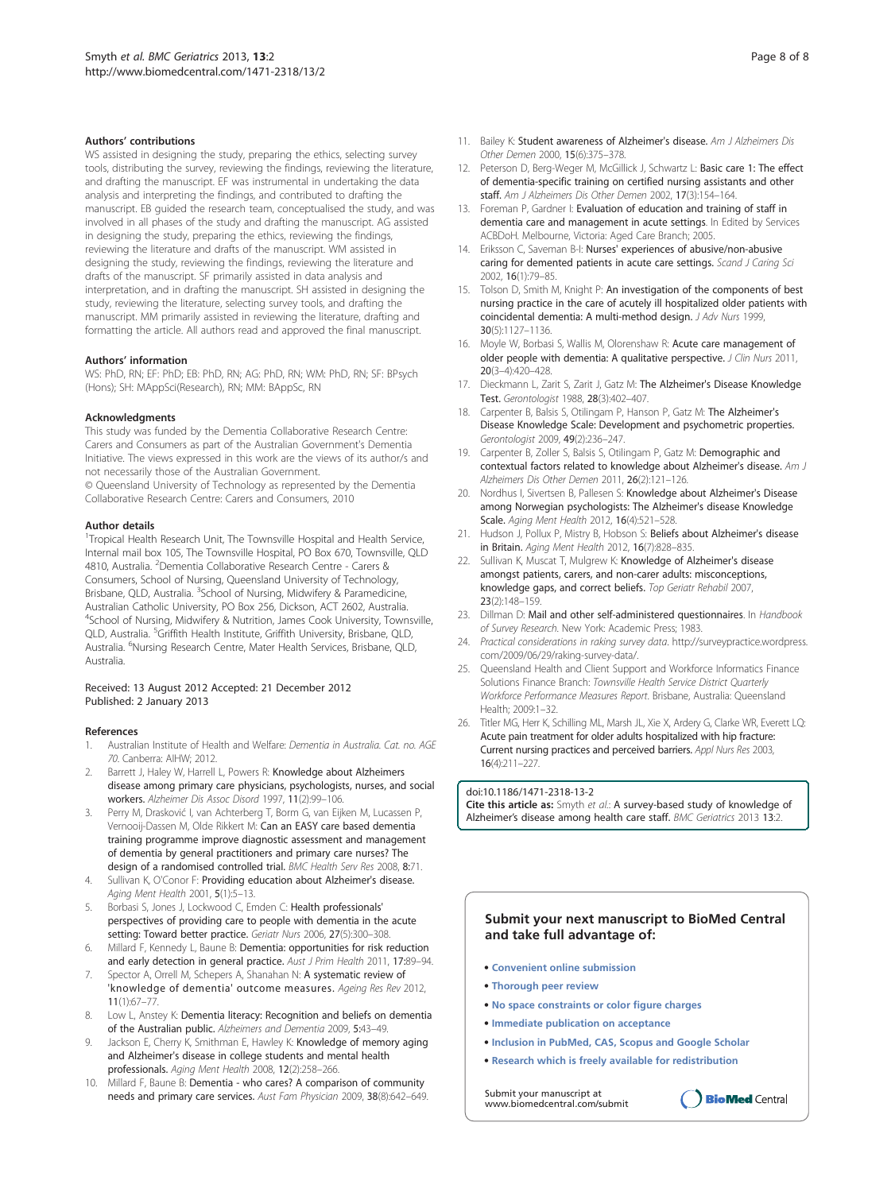### Authors' contributions

WS assisted in designing the study, preparing the ethics, selecting survey tools, distributing the survey, reviewing the findings, reviewing the literature, and drafting the manuscript. EF was instrumental in undertaking the data analysis and interpreting the findings, and contributed to drafting the manuscript. EB guided the research team, conceptualised the study, and was involved in all phases of the study and drafting the manuscript. AG assisted in designing the study, preparing the ethics, reviewing the findings, reviewing the literature and drafts of the manuscript. WM assisted in designing the study, reviewing the findings, reviewing the literature and drafts of the manuscript. SF primarily assisted in data analysis and interpretation, and in drafting the manuscript. SH assisted in designing the study, reviewing the literature, selecting survey tools, and drafting the manuscript. MM primarily assisted in reviewing the literature, drafting and formatting the article. All authors read and approved the final manuscript.

### Authors' information

WS: PhD, RN; EF: PhD; EB: PhD, RN; AG: PhD, RN; WM: PhD, RN; SF: BPsych (Hons); SH: MAppSci(Research), RN; MM: BAppSc, RN

### Acknowledgments

This study was funded by the Dementia Collaborative Research Centre: Carers and Consumers as part of the Australian Government's Dementia Initiative. The views expressed in this work are the views of its author/s and not necessarily those of the Australian Government.
© Queensland University of Technology as represented by the Dementia Collaborative Research Centre: Carers and Consumers, 2010

### Author details

[1]Tropical Health Research Unit, The Townsville Hospital and Health Service, Internal mail box 105, The Townsville Hospital, PO Box 670, Townsville, QLD 4810, Australia. [2]Dementia Collaborative Research Centre - Carers & Consumers, School of Nursing, Queensland University of Technology, Brisbane, QLD, Australia. [3]School of Nursing, Midwifery & Paramedicine, Australian Catholic University, PO Box 256, Dickson, ACT 2602, Australia. [4]School of Nursing, Midwifery & Nutrition, James Cook University, Townsville, QLD, Australia. [5]Griffith Health Institute, Griffith University, Brisbane, QLD, Australia. [6]Nursing Research Centre, Mater Health Services, Brisbane, QLD, Australia.

Received: 13 August 2012 Accepted: 21 December 2012
Published: 2 January 2013

### References

1. Australian Institute of Health and Welfare: *Dementia in Australia. Cat. no. AGE 70*. Canberra: AIHW; 2012.
2. Barrett J, Haley W, Harrell L, Powers R: Knowledge about Alzheimers disease among primary care physicians, psychologists, nurses, and social workers. *Alzheimer Dis Assoc Disord* 1997, 11(2):99–106.
3. Perry M, Drasković I, van Achterberg T, Borm G, van Eijken M, Lucassen P, Vernooij-Dassen M, Olde Rikkert M: Can an EASY care based dementia training programme improve diagnostic assessment and management of dementia by general practitioners and primary care nurses? The design of a randomised controlled trial. *BMC Health Serv Res* 2008, 8:71.
4. Sullivan K, O'Conor F: Providing education about Alzheimer's disease. *Aging Ment Health* 2001, 5(1):5–13.
5. Borbasi S, Jones J, Lockwood C, Emden C: Health professionals' perspectives of providing care to people with dementia in the acute setting: Toward better practice. *Geriatr Nurs* 2006, 27(5):300–308.
6. Millard F, Kennedy L, Baune B: Dementia: opportunities for risk reduction and early detection in general practice. *Aust J Prim Health* 2011, 17:89–94.
7. Spector A, Orrell M, Schepers A, Shanahan N: A systematic review of 'knowledge of dementia' outcome measures. *Ageing Res Rev* 2012, 11(1):67–77.
8. Low L, Anstey K: Dementia literacy: Recognition and beliefs on dementia of the Australian public. *Alzheimers and Dementia* 2009, 5:43–49.
9. Jackson E, Cherry K, Smithman E, Hawley K: Knowledge of memory aging and Alzheimer's disease in college students and mental health professionals. *Aging Ment Health* 2008, 12(2):258–266.
10. Millard F, Baune B: Dementia - who cares? A comparison of community needs and primary care services. *Aust Fam Physician* 2009, 38(8):642–649.
11. Bailey K: Student awareness of Alzheimer's disease. *Am J Alzheimers Dis Other Demen* 2000, 15(6):375–378.
12. Peterson D, Berg-Weger M, McGillick J, Schwartz L: Basic care 1: The effect of dementia-specific training on certified nursing assistants and other staff. *Am J Alzheimers Dis Other Demen* 2002, 17(3):154–164.
13. Foreman P, Gardner I: Evaluation of education and training of staff in dementia care and management in acute settings. In Edited by Services ACBDoH. Melbourne, Victoria: Aged Care Branch; 2005.
14. Eriksson C, Saveman B-I: Nurses' experiences of abusive/non-abusive caring for demented patients in acute care settings. *Scand J Caring Sci* 2002, 16(1):79–85.
15. Tolson D, Smith M, Knight P: An investigation of the components of best nursing practice in the care of acutely ill hospitalized older patients with coincidental dementia: A multi-method design. *J Adv Nurs* 1999, 30(5):1127–1136.
16. Moyle W, Borbasi S, Wallis M, Olorenshaw R: Acute care management of older people with dementia: A qualitative perspective. *J Clin Nurs* 2011, 20(3–4):420–428.
17. Dieckmann L, Zarit S, Zarit J, Gatz M: The Alzheimer's Disease Knowledge Test. *Gerontologist* 1988, 28(3):402–407.
18. Carpenter B, Balsis S, Otilingam P, Hanson P, Gatz M: The Alzheimer's Disease Knowledge Scale: Development and psychometric properties. *Gerontologist* 2009, 49(2):236–247.
19. Carpenter B, Zoller S, Balsis S, Otilingam P, Gatz M: Demographic and contextual factors related to knowledge about Alzheimer's disease. *Am J Alzheimers Dis Other Demen* 2011, 26(2):121–126.
20. Nordhus I, Sivertsen B, Pallesen S: Knowledge about Alzheimer's Disease among Norwegian psychologists: The Alzheimer's disease Knowledge Scale. *Aging Ment Health* 2012, 16(4):521–528.
21. Hudson J, Pollux P, Mistry B, Hobson S: Beliefs about Alzheimer's disease in Britain. *Aging Ment Health* 2012, 16(7):828–835.
22. Sullivan K, Muscat T, Mulgrew K: Knowledge of Alzheimer's disease amongst patients, carers, and non-carer adults: misconceptions, knowledge gaps, and correct beliefs. *Top Geriatr Rehabil* 2007, 23(2):148–159.
23. Dillman D: Mail and other self-administered questionnaires. In *Handbook of Survey Research*. New York: Academic Press; 1983.
24. *Practical considerations in raking survey data*. http://surveypractice.wordpress.com/2009/06/29/raking-survey-data/.
25. Queensland Health and Client Support and Workforce Informatics Finance Solutions Finance Branch: *Townsville Health Service District Quarterly Workforce Performance Measures Report*. Brisbane, Australia: Queensland Health; 2009:1–32.
26. Titler MG, Herr K, Schilling ML, Marsh JL, Xie X, Ardery G, Clarke WR, Everett LQ: Acute pain treatment for older adults hospitalized with hip fracture: Current nursing practices and perceived barriers. *Appl Nurs Res* 2003, 16(4):211–227.

doi:10.1186/1471-2318-13-2
**Cite this article as:** Smyth *et al.*: A survey-based study of knowledge of Alzheimer's disease among health care staff. *BMC Geriatrics* 2013 13:2.

**Submit your next manuscript to BioMed Central and take full advantage of:**

- Convenient online submission
- Thorough peer review
- No space constraints or color figure charges
- Immediate publication on acceptance
- Inclusion in PubMed, CAS, Scopus and Google Scholar
- Research which is freely available for redistribution

Submit your manuscript at www.biomedcentral.com/submit

BioMed Central